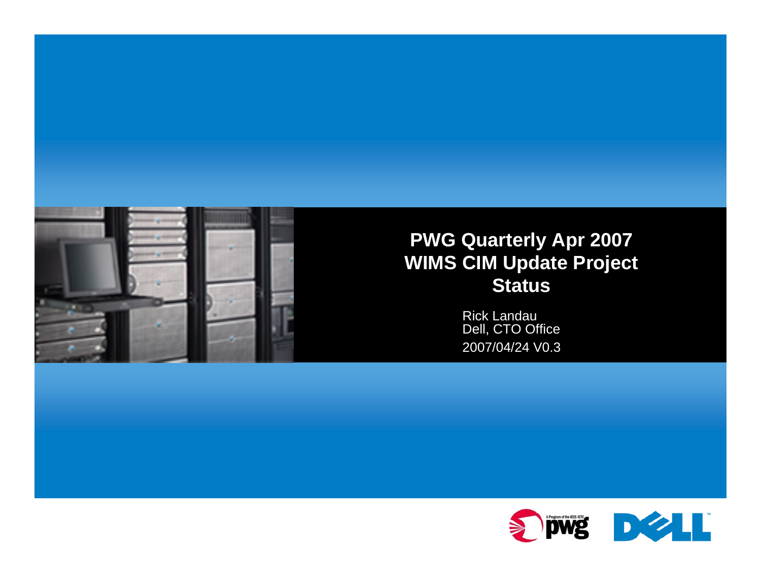# PWG Quarterly Apr 2007 WIMS CIM Update Project Status

Rick Landau
Dell, CTO Office
2007/04/24 V0.3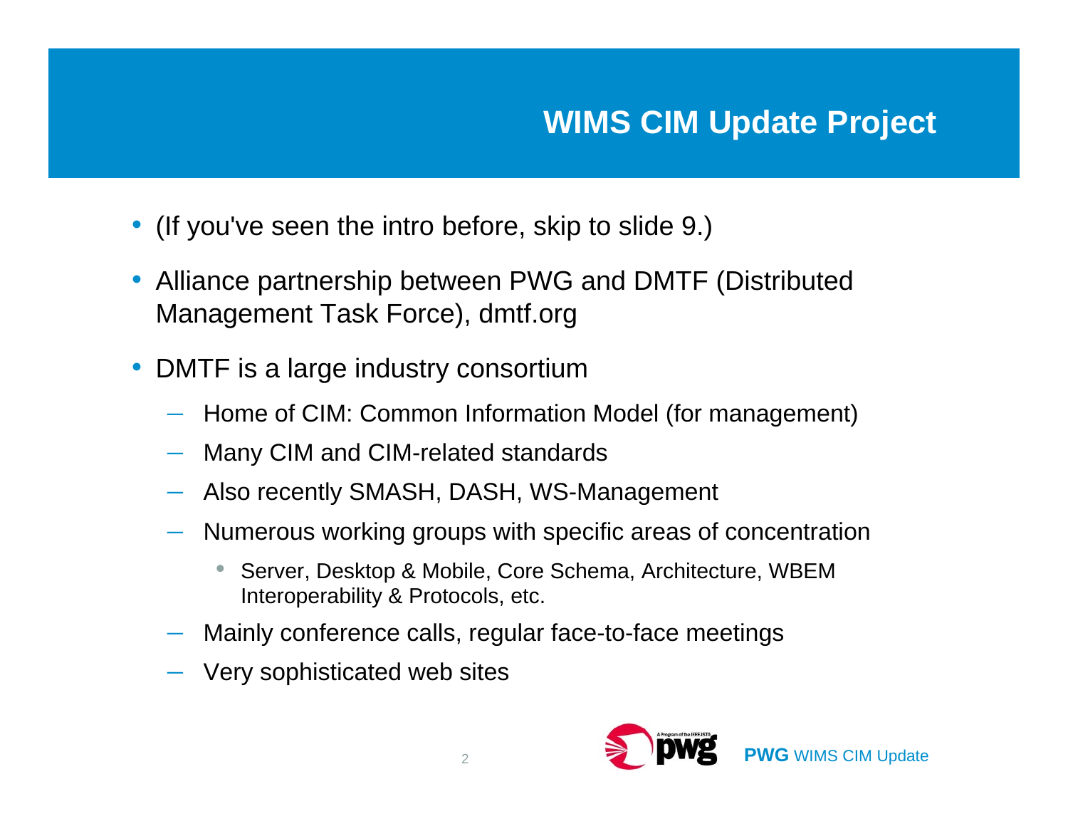# WIMS CIM Update Project

- (If you've seen the intro before, skip to slide 9.)
- Alliance partnership between PWG and DMTF (Distributed Management Task Force), dmtf.org
- DMTF is a large industry consortium
  - Home of CIM: Common Information Model (for management)
  - Many CIM and CIM-related standards
  - Also recently SMASH, DASH, WS-Management
  - Numerous working groups with specific areas of concentration
    - Server, Desktop & Mobile, Core Schema, Architecture, WBEM Interoperability & Protocols, etc.
  - Mainly conference calls, regular face-to-face meetings
  - Very sophisticated web sites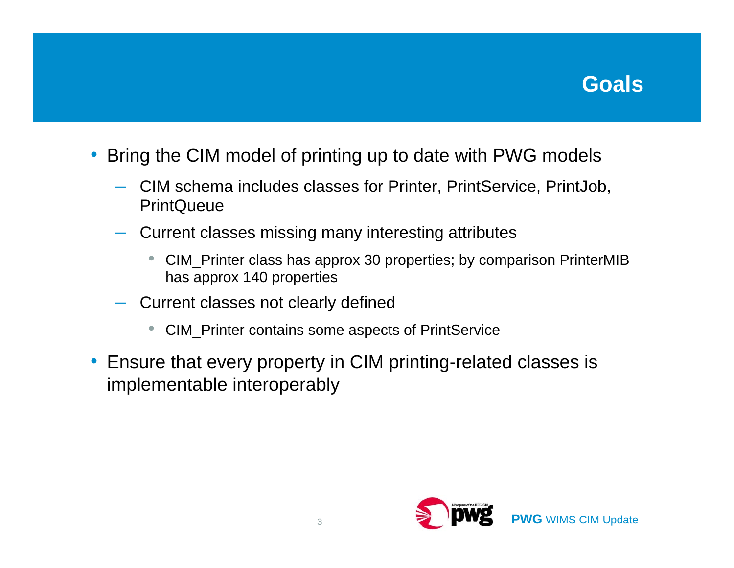# Goals

- Bring the CIM model of printing up to date with PWG models
  - CIM schema includes classes for Printer, PrintService, PrintJob, PrintQueue
  - Current classes missing many interesting attributes
    - CIM_Printer class has approx 30 properties; by comparison PrinterMIB has approx 140 properties
  - Current classes not clearly defined
    - CIM_Printer contains some aspects of PrintService
- Ensure that every property in CIM printing-related classes is implementable interoperably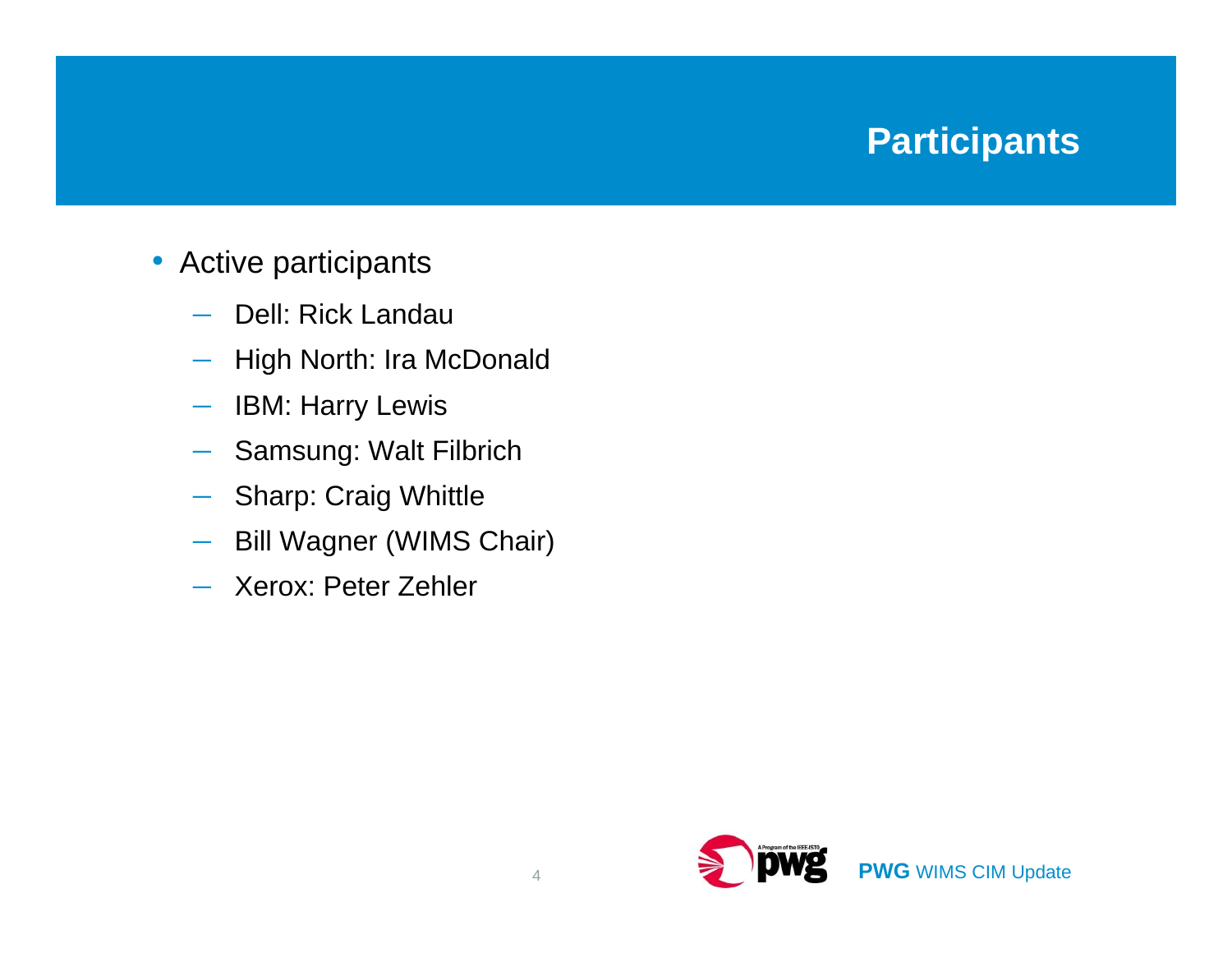# Participants

- Active participants
  - Dell: Rick Landau
  - High North: Ira McDonald
  - IBM: Harry Lewis
  - Samsung: Walt Filbrich
  - Sharp: Craig Whittle
  - Bill Wagner (WIMS Chair)
  - Xerox: Peter Zehler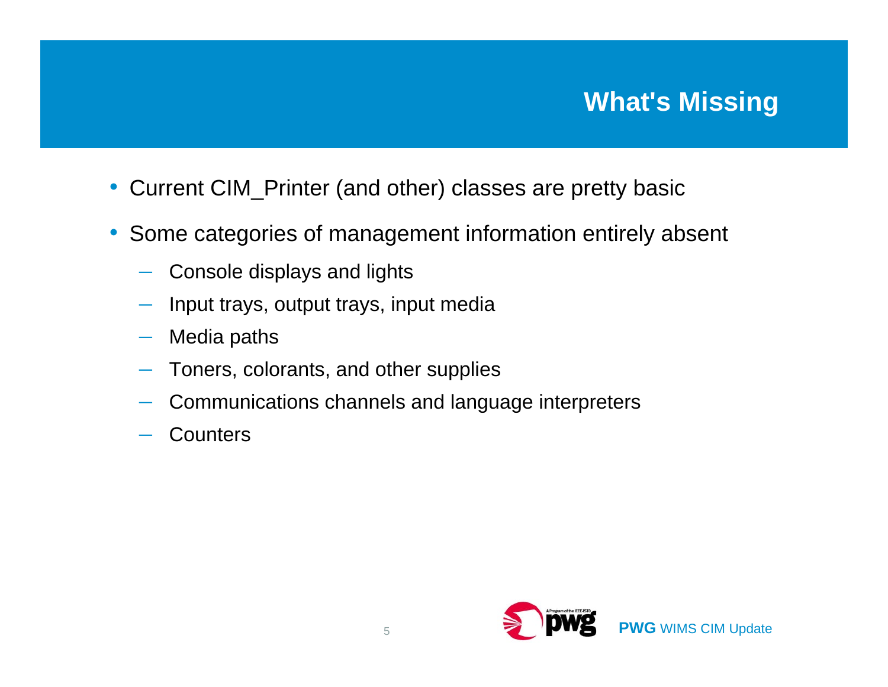# What's Missing

- Current CIM_Printer (and other) classes are pretty basic
- Some categories of management information entirely absent
  - Console displays and lights
  - Input trays, output trays, input media
  - Media paths
  - Toners, colorants, and other supplies
  - Communications channels and language interpreters
  - Counters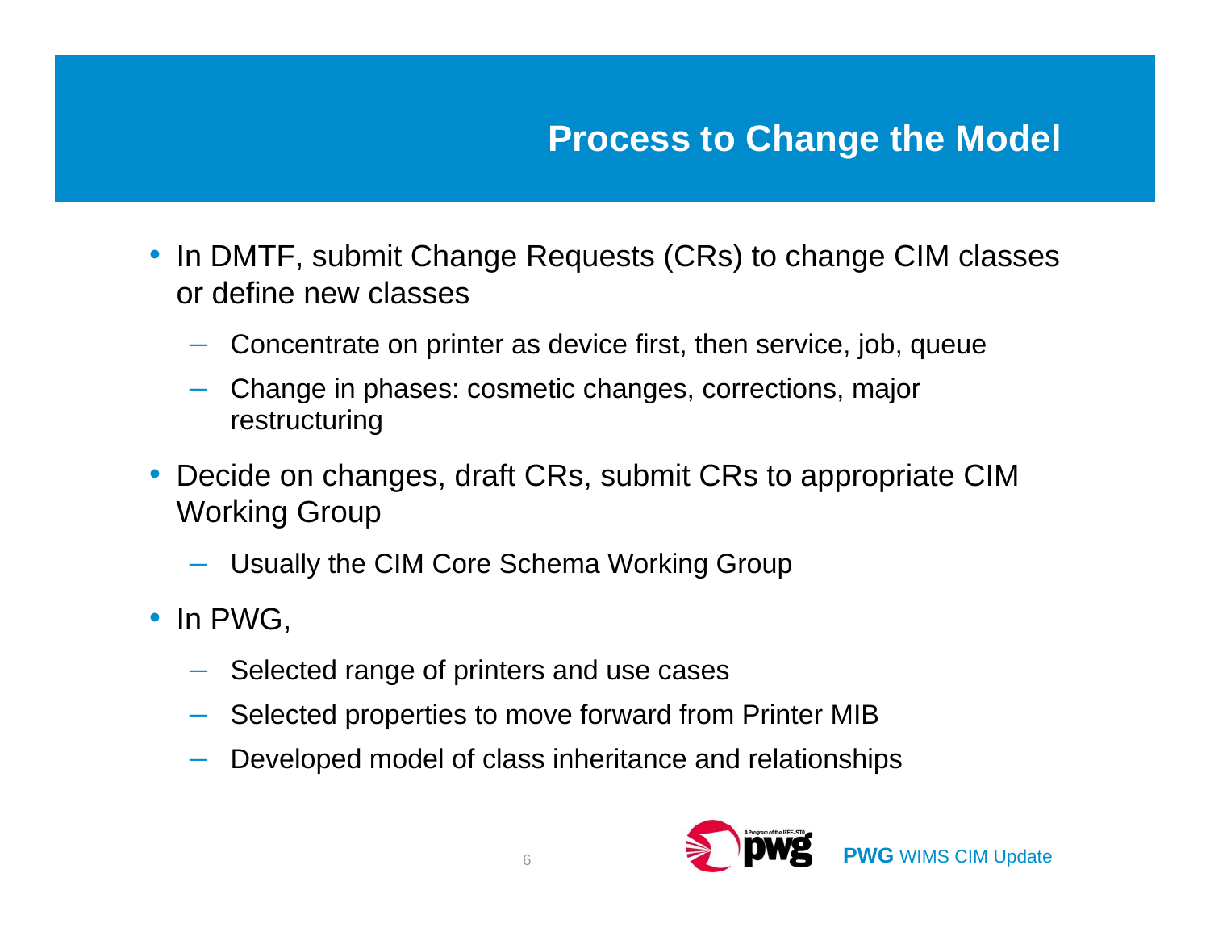# Process to Change the Model

- In DMTF, submit Change Requests (CRs) to change CIM classes or define new classes
  - Concentrate on printer as device first, then service, job, queue
  - Change in phases: cosmetic changes, corrections, major restructuring
- Decide on changes, draft CRs, submit CRs to appropriate CIM Working Group
  - Usually the CIM Core Schema Working Group
- In PWG,
  - Selected range of printers and use cases
  - Selected properties to move forward from Printer MIB
  - Developed model of class inheritance and relationships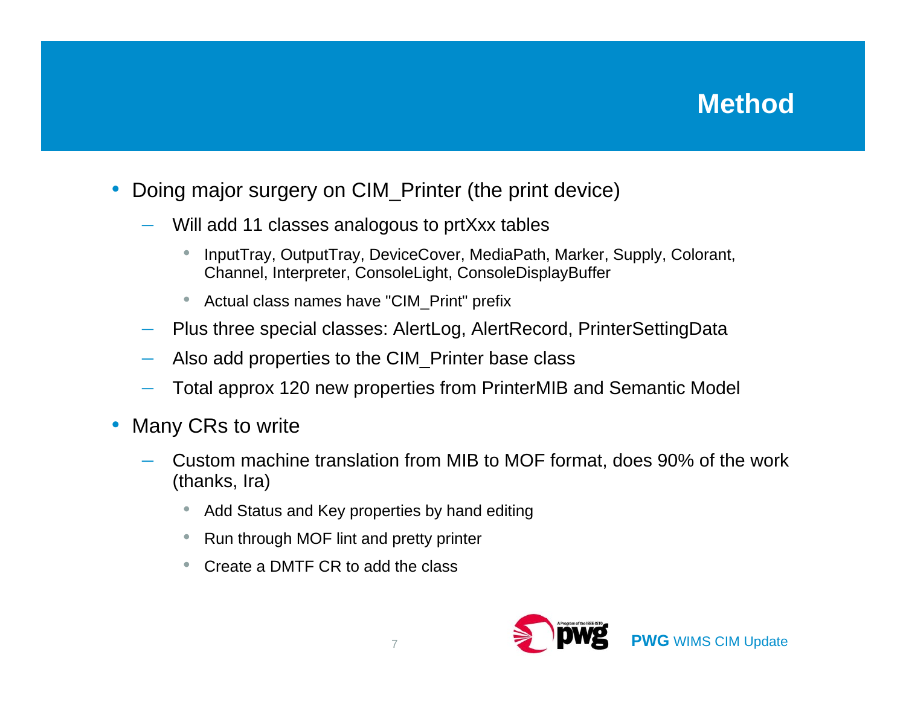# Method

- Doing major surgery on CIM_Printer (the print device)
  - Will add 11 classes analogous to prtXxx tables
    - InputTray, OutputTray, DeviceCover, MediaPath, Marker, Supply, Colorant, Channel, Interpreter, ConsoleLight, ConsoleDisplayBuffer
    - Actual class names have "CIM_Print" prefix
  - Plus three special classes: AlertLog, AlertRecord, PrinterSettingData
  - Also add properties to the CIM_Printer base class
  - Total approx 120 new properties from PrinterMIB and Semantic Model
- Many CRs to write
  - Custom machine translation from MIB to MOF format, does 90% of the work (thanks, Ira)
    - Add Status and Key properties by hand editing
    - Run through MOF lint and pretty printer
    - Create a DMTF CR to add the class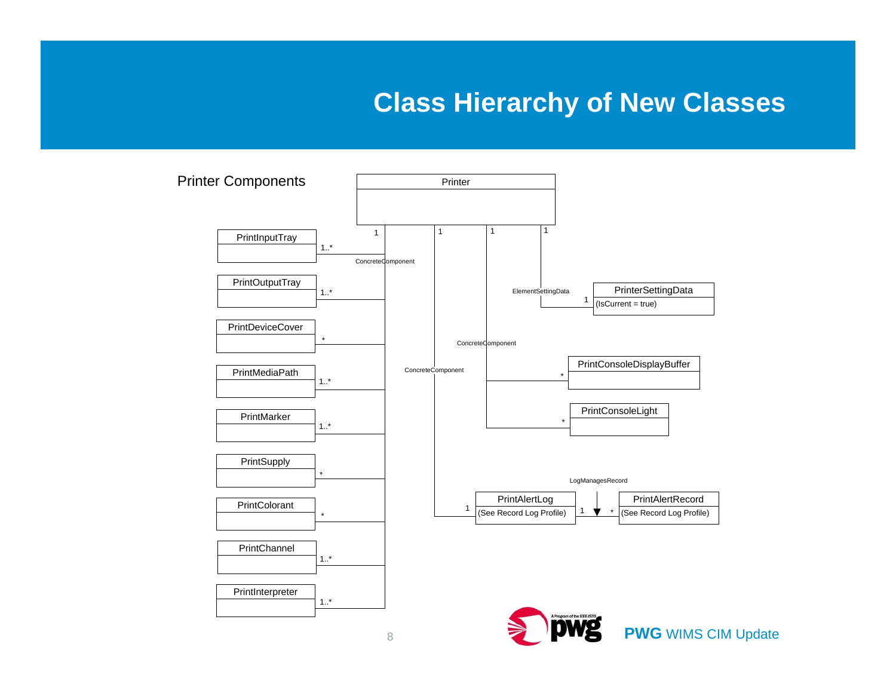# Class Hierarchy of New Classes

Printer Components

Printer

PrintInputTray — 1..* — ConcreteComponent — 1 — Printer

PrintOutputTray — 1..*

PrintDeviceCover — *

PrintMediaPath — 1..*

PrintMarker — 1..*

PrintSupply — *

PrintColorant — *

PrintChannel — 1..*

PrintInterpreter — 1..*

Printer — 1 — ElementSettingData — 1 — PrinterSettingData (IsCurrent = true)

Printer — 1 — ConcreteComponent — * — PrintConsoleDisplayBuffer

Printer — 1 — ConcreteComponent — * — PrintConsoleLight

Printer — 1 — ConcreteComponent — 1 — PrintAlertLog (See Record Log Profile)

PrintAlertLog (See Record Log Profile) — 1 — LogManagesRecord — * — PrintAlertRecord (See Record Log Profile)

**PWG** WIMS CIM Update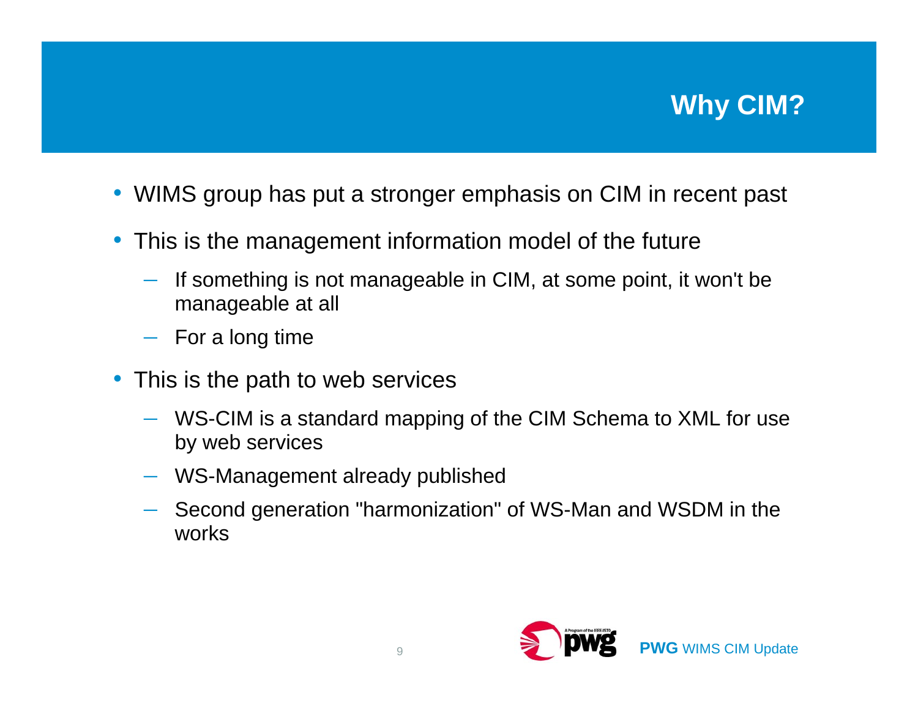# Why CIM?

- WIMS group has put a stronger emphasis on CIM in recent past
- This is the management information model of the future
  - If something is not manageable in CIM, at some point, it won't be manageable at all
  - For a long time
- This is the path to web services
  - WS-CIM is a standard mapping of the CIM Schema to XML for use by web services
  - WS-Management already published
  - Second generation "harmonization" of WS-Man and WSDM in the works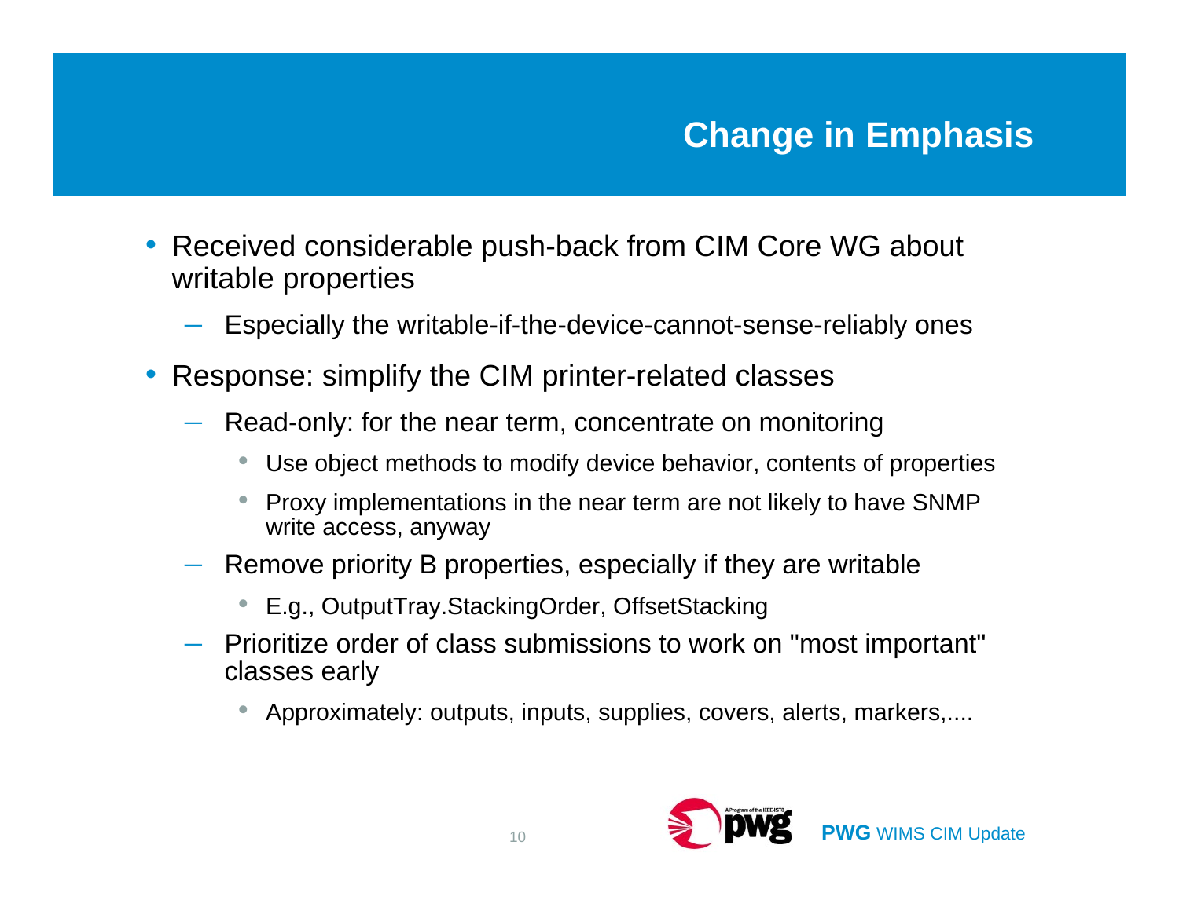# Change in Emphasis

- Received considerable push-back from CIM Core WG about writable properties
  - Especially the writable-if-the-device-cannot-sense-reliably ones
- Response: simplify the CIM printer-related classes
  - Read-only: for the near term, concentrate on monitoring
    - Use object methods to modify device behavior, contents of properties
    - Proxy implementations in the near term are not likely to have SNMP write access, anyway
  - Remove priority B properties, especially if they are writable
    - E.g., OutputTray.StackingOrder, OffsetStacking
  - Prioritize order of class submissions to work on "most important" classes early
    - Approximately: outputs, inputs, supplies, covers, alerts, markers,....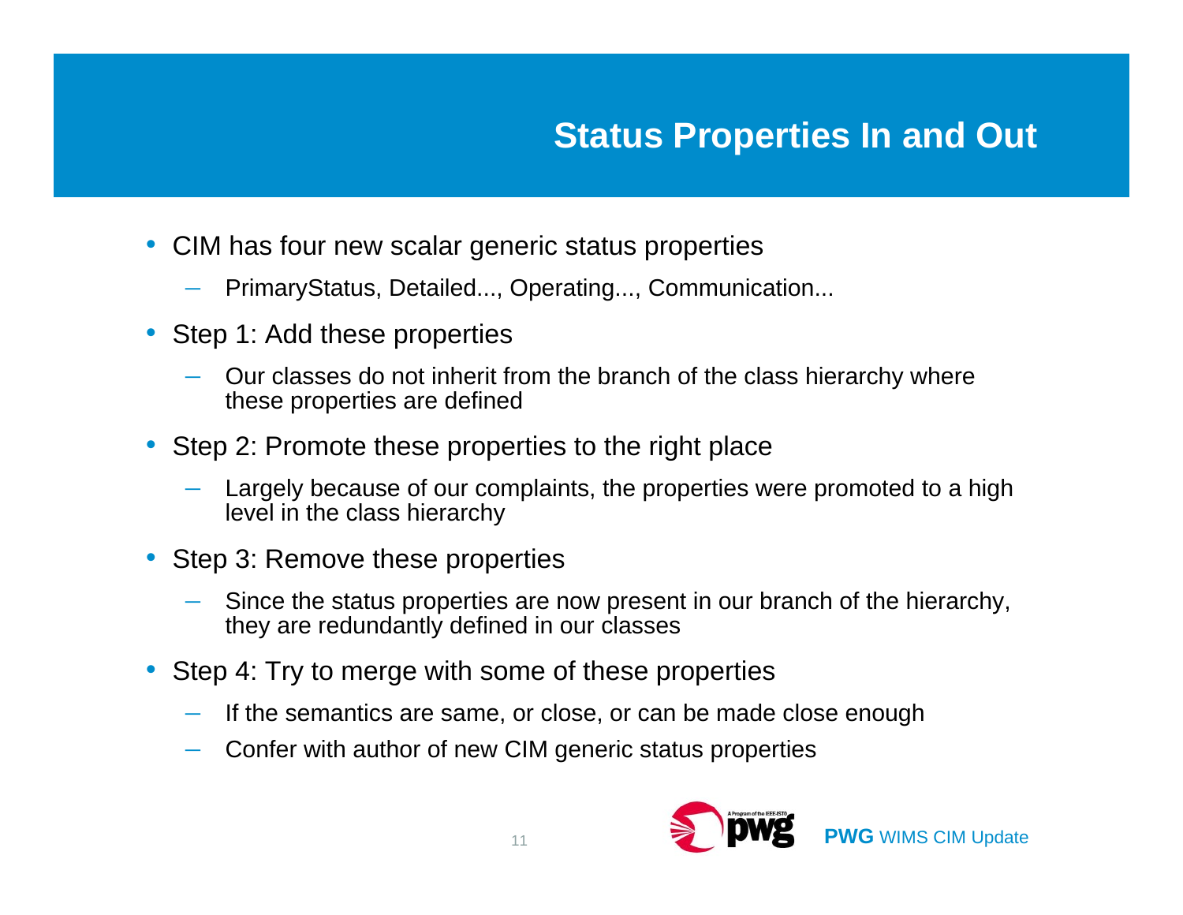# Status Properties In and Out

- CIM has four new scalar generic status properties
  - PrimaryStatus, Detailed..., Operating..., Communication...
- Step 1: Add these properties
  - Our classes do not inherit from the branch of the class hierarchy where these properties are defined
- Step 2: Promote these properties to the right place
  - Largely because of our complaints, the properties were promoted to a high level in the class hierarchy
- Step 3: Remove these properties
  - Since the status properties are now present in our branch of the hierarchy, they are redundantly defined in our classes
- Step 4: Try to merge with some of these properties
  - If the semantics are same, or close, or can be made close enough
  - Confer with author of new CIM generic status properties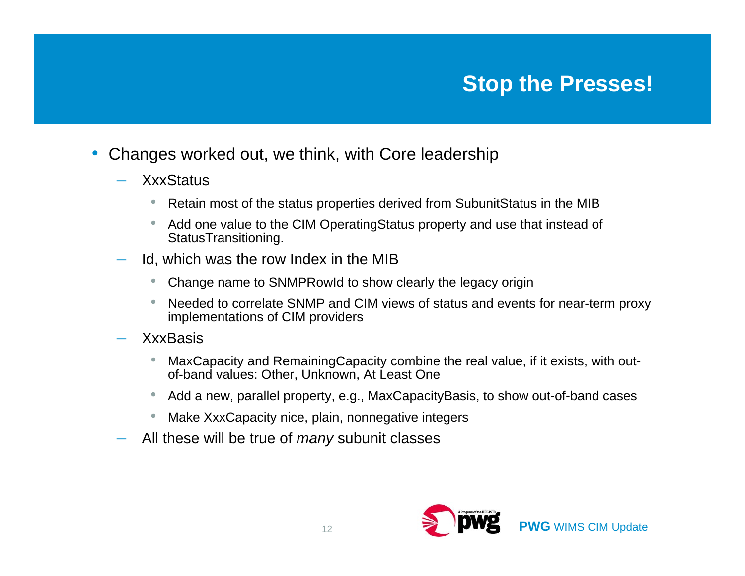# Stop the Presses!

- Changes worked out, we think, with Core leadership
  - XxxStatus
    - Retain most of the status properties derived from SubunitStatus in the MIB
    - Add one value to the CIM OperatingStatus property and use that instead of StatusTransitioning.
  - Id, which was the row Index in the MIB
    - Change name to SNMPRowId to show clearly the legacy origin
    - Needed to correlate SNMP and CIM views of status and events for near-term proxy implementations of CIM providers
  - XxxBasis
    - MaxCapacity and RemainingCapacity combine the real value, if it exists, with out-of-band values: Other, Unknown, At Least One
    - Add a new, parallel property, e.g., MaxCapacityBasis, to show out-of-band cases
    - Make XxxCapacity nice, plain, nonnegative integers
  - All these will be true of *many* subunit classes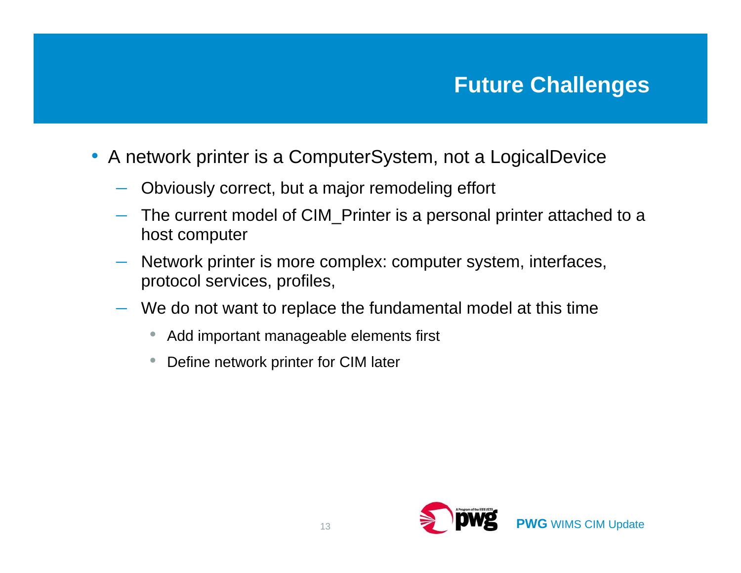# Future Challenges

- A network printer is a ComputerSystem, not a LogicalDevice
  - Obviously correct, but a major remodeling effort
  - The current model of CIM_Printer is a personal printer attached to a host computer
  - Network printer is more complex: computer system, interfaces, protocol services, profiles,
  - We do not want to replace the fundamental model at this time
    - Add important manageable elements first
    - Define network printer for CIM later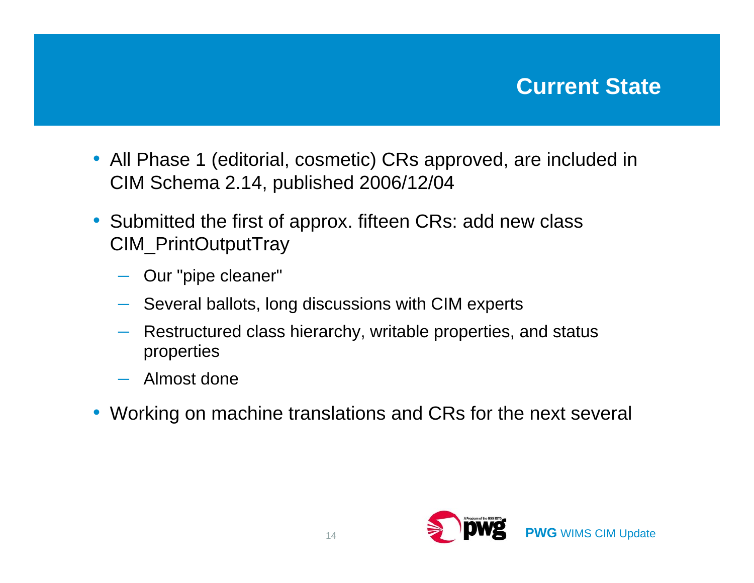# Current State

- All Phase 1 (editorial, cosmetic) CRs approved, are included in CIM Schema 2.14, published 2006/12/04
- Submitted the first of approx. fifteen CRs: add new class CIM_PrintOutputTray
  - Our "pipe cleaner"
  - Several ballots, long discussions with CIM experts
  - Restructured class hierarchy, writable properties, and status properties
  - Almost done
- Working on machine translations and CRs for the next several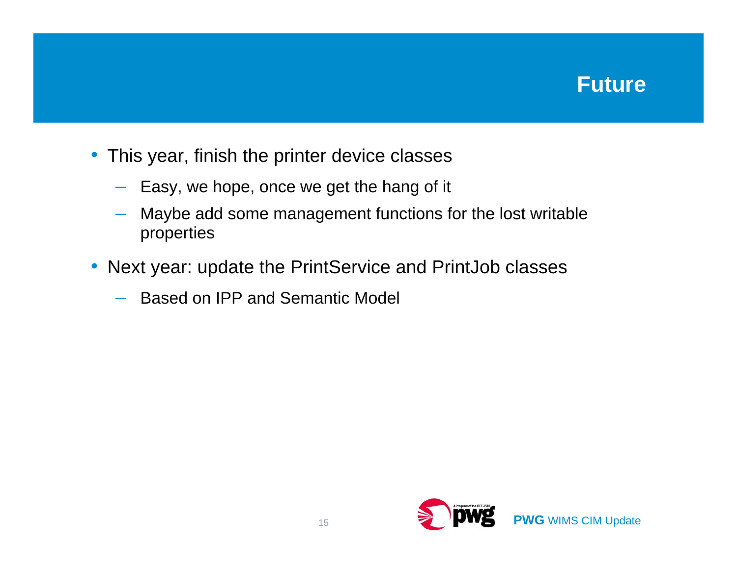# Future

- This year, finish the printer device classes
  - Easy, we hope, once we get the hang of it
  - Maybe add some management functions for the lost writable properties
- Next year: update the PrintService and PrintJob classes
  - Based on IPP and Semantic Model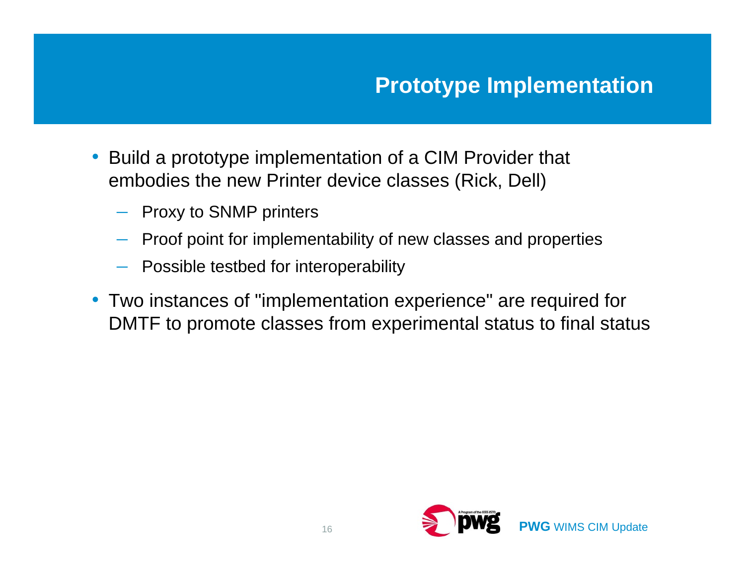# Prototype Implementation

- Build a prototype implementation of a CIM Provider that embodies the new Printer device classes (Rick, Dell)
  - Proxy to SNMP printers
  - Proof point for implementability of new classes and properties
  - Possible testbed for interoperability
- Two instances of "implementation experience" are required for DMTF to promote classes from experimental status to final status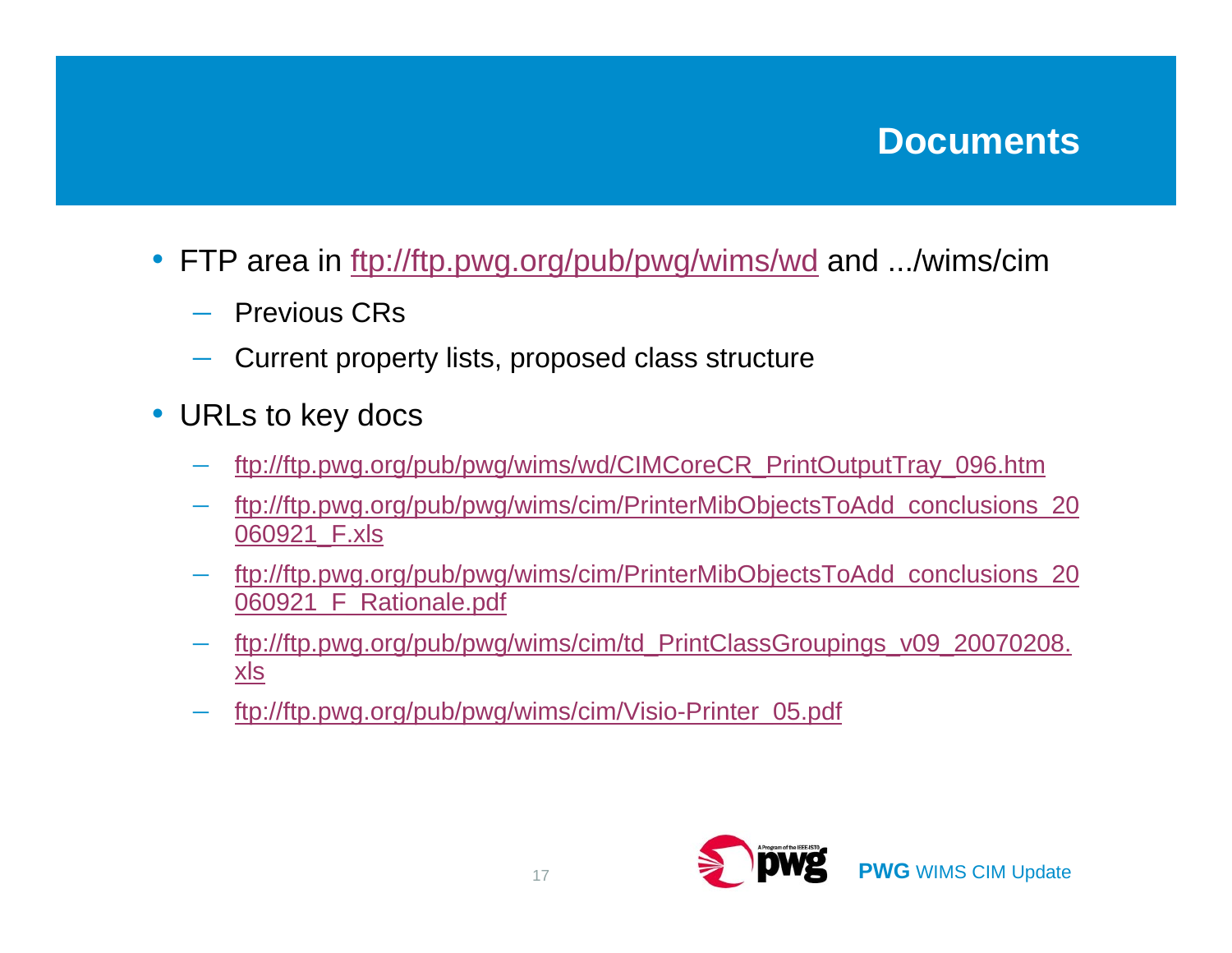# Documents

- FTP area in ftp://ftp.pwg.org/pub/pwg/wims/wd and .../wims/cim
  - Previous CRs
  - Current property lists, proposed class structure
- URLs to key docs
  - ftp://ftp.pwg.org/pub/pwg/wims/wd/CIMCoreCR_PrintOutputTray_096.htm
  - ftp://ftp.pwg.org/pub/pwg/wims/cim/PrinterMibObjectsToAdd_conclusions_20060921_F.xls
  - ftp://ftp.pwg.org/pub/pwg/wims/cim/PrinterMibObjectsToAdd_conclusions_20060921_F_Rationale.pdf
  - ftp://ftp.pwg.org/pub/pwg/wims/cim/td_PrintClassGroupings_v09_20070208.xls
  - ftp://ftp.pwg.org/pub/pwg/wims/cim/Visio-Printer_05.pdf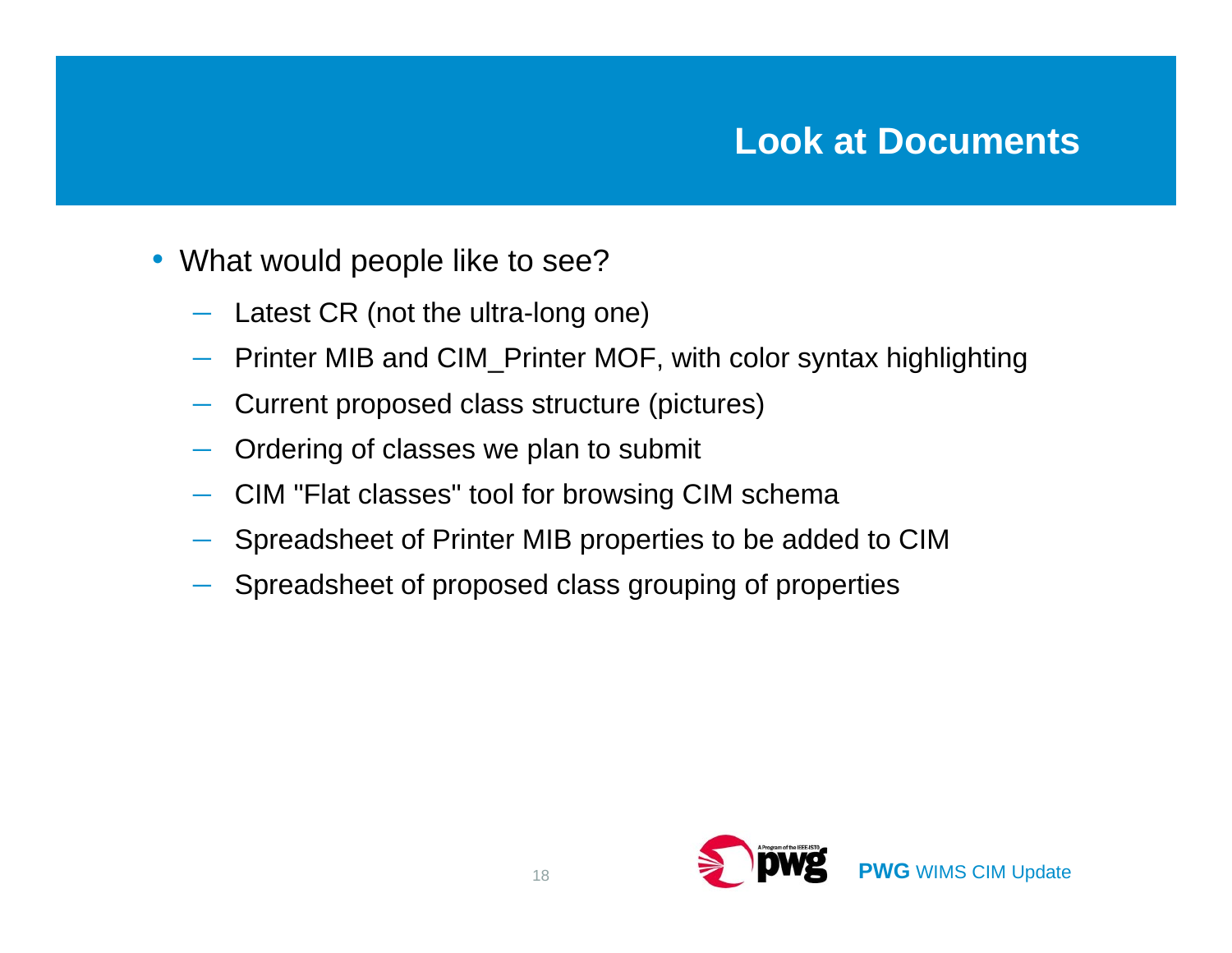# Look at Documents

- What would people like to see?
  - Latest CR (not the ultra-long one)
  - Printer MIB and CIM_Printer MOF, with color syntax highlighting
  - Current proposed class structure (pictures)
  - Ordering of classes we plan to submit
  - CIM "Flat classes" tool for browsing CIM schema
  - Spreadsheet of Printer MIB properties to be added to CIM
  - Spreadsheet of proposed class grouping of properties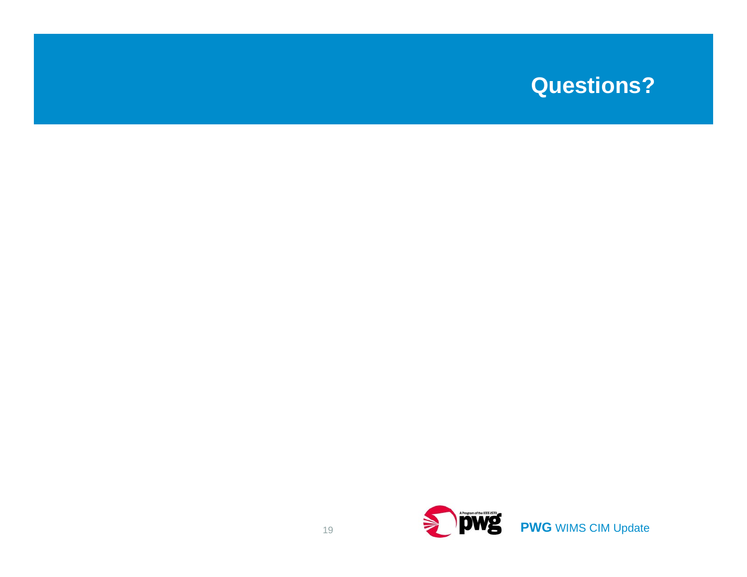# Questions?